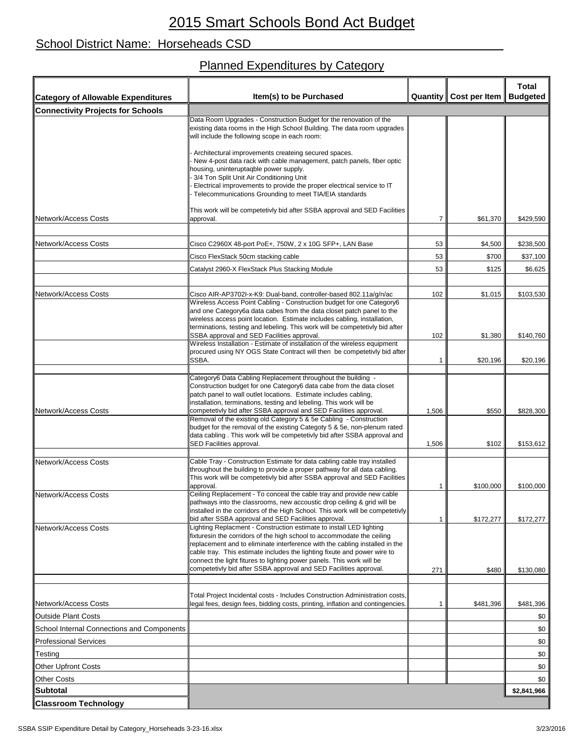# 2015 Smart Schools Bond Act Budget

## School District Name: Horseheads CSD

## Planned Expenditures by Category

| Category of Allowable Expenditures | Item(s) to be Purchased | Quantity | Cost per Item | Total Budgeted |
|---|---|---|---|---|
| **Connectivity Projects for Schools** | | | | |
| Network/Access Costs | Data Room Upgrades - Construction Budget for the renovation of the existing data rooms in the High School Building. The data room upgrades will include the following scope in each room:<br><br>- Architectural improvements createing secured spaces.<br>- New 4-post data rack with cable management, patch panels, fiber optic housing, uninteruptaqble power supply.<br>- 3/4 Ton Split Unit Air Conditioning Unit<br>- Electrical improvements to provide the proper electrical service to IT<br>- Telecommunications Grounding to meet TIA/EIA standards<br><br>This work will be competetivly bid after SSBA approval and SED Facilities approval. | 7 | $61,370 | $429,590 |
| | | | | |
| Network/Access Costs | Cisco C2960X 48-port PoE+, 750W, 2 x 10G SFP+, LAN Base | 53 | $4,500 | $238,500 |
| | Cisco FlexStack 50cm stacking cable | 53 | $700 | $37,100 |
| | Catalyst 2960-X FlexStack Plus Stacking Module | 53 | $125 | $6,625 |
| | | | | |
| Network/Access Costs | Cisco AIR-AP3702I-x-K9: Dual-band, controller-based 802.11a/g/n/ac | 102 | $1,015 | $103,530 |
| | Wireless Access Point Cabling - Construction budget for one Category6 and one Category6a data cabes from the data closet patch panel to the wireless access point location. Estimate includes cabling, installation, terminations, testing and lebeling. This work will be competetivly bid after SSBA approval and SED Facilities approval. | 102 | $1,380 | $140,760 |
| | Wireless Installation - Estimate of installation of the wireless equipment procured using NY OGS State Contract will then be competetivly bid after SSBA. | 1 | $20,196 | $20,196 |
| | | | | |
| Network/Access Costs | Category6 Data Cabling Replacement throughout the building - Construction budget for one Category6 data cabe from the data closet patch panel to wall outlet locations. Estimate includes cabling, installation, terminations, testing and lebeling. This work will be competetivly bid after SSBA approval and SED Facilities approval. | 1,506 | $550 | $828,300 |
| | Removal of the existing old Category 5 & 5e Cabling - Construction budget for the removal of the existing Categoty 5 & 5e, non-plenum rated data cabling . This work will be competetivly bid after SSBA approval and SED Facilities approval. | 1,506 | $102 | $153,612 |
| | | | | |
| Network/Access Costs | Cable Tray - Construction Estimate for data cabling cable tray installed throughout the building to provide a proper pathway for all data cabling. This work will be competetivly bid after SSBA approval and SED Facilities approval. | 1 | $100,000 | $100,000 |
| Network/Access Costs | Ceiling Replacement - To conceal the cable tray and provide new cable pathways into the classrooms, new accoustic drop ceiling & grid will be installed in the corridors of the High School. This work will be competetivly bid after SSBA approval and SED Facilities approval. | 1 | $172,277 | $172,277 |
| Network/Access Costs | Lighting Replacment - Construction estimate to install LED lighting fixturesin the corridors of the high school to accommodate the ceiling replacement and to eliminate interference with the cabling installed in the cable tray. This estimate includes the lighting fixute and power wire to connect the light fitures to lighting power panels. This work will be competetivly bid after SSBA approval and SED Facilities approval. | 271 | $480 | $130,080 |
| | | | | |
| Network/Access Costs | Total Project Incidental costs - Includes Construction Administration costs, legal fees, design fees, bidding costs, printing, inflation and contingencies. | 1 | $481,396 | $481,396 |
| Outside Plant Costs | | | | $0 |
| School Internal Connections and Components | | | | $0 |
| Professional Services | | | | $0 |
| Testing | | | | $0 |
| Other Upfront Costs | | | | $0 |
| Other Costs | | | | $0 |
| **Subtotal** | | | | **$2,841,966** |
| **Classroom Technology** | | | | |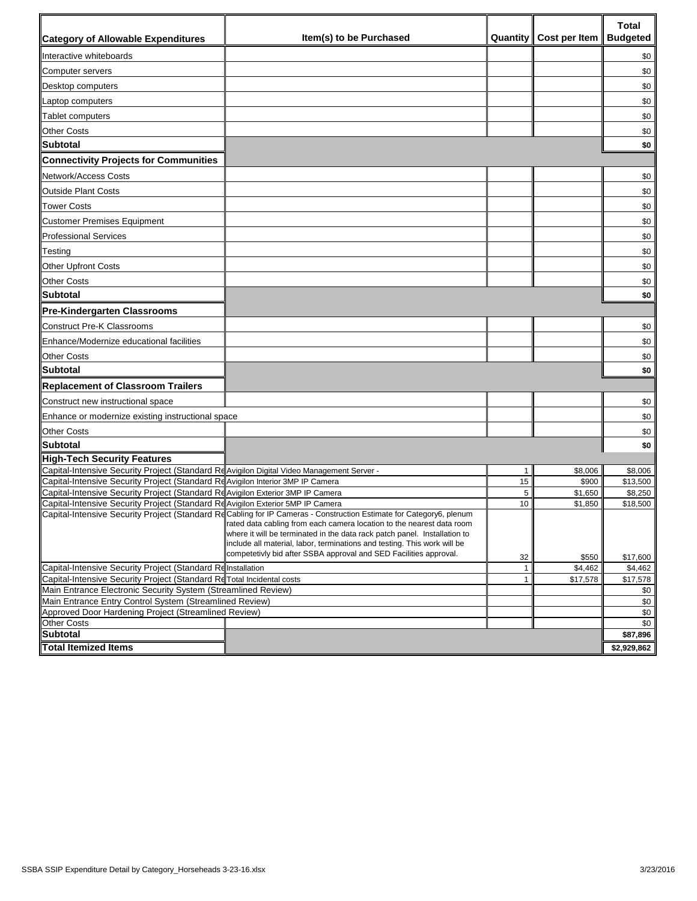| Category of Allowable Expenditures | Item(s) to be Purchased | Quantity | Cost per Item | Total Budgeted |
|---|---|---|---|---|
| Interactive whiteboards | | | | $0 |
| Computer servers | | | | $0 |
| Desktop computers | | | | $0 |
| Laptop computers | | | | $0 |
| Tablet computers | | | | $0 |
| Other Costs | | | | $0 |
| **Subtotal** | | | | **$0** |
| **Connectivity Projects for Communities** | | | | |
| Network/Access Costs | | | | $0 |
| Outside Plant Costs | | | | $0 |
| Tower Costs | | | | $0 |
| Customer Premises Equipment | | | | $0 |
| Professional Services | | | | $0 |
| Testing | | | | $0 |
| Other Upfront Costs | | | | $0 |
| Other Costs | | | | $0 |
| **Subtotal** | | | | **$0** |
| **Pre-Kindergarten Classrooms** | | | | |
| Construct Pre-K Classrooms | | | | $0 |
| Enhance/Modernize educational facilities | | | | $0 |
| Other Costs | | | | $0 |
| **Subtotal** | | | | **$0** |
| **Replacement of Classroom Trailers** | | | | |
| Construct new instructional space | | | | $0 |
| Enhance or modernize existing instructional space | | | | $0 |
| Other Costs | | | | $0 |
| **Subtotal** | | | | **$0** |
| **High-Tech Security Features** | | | | |
| Capital-Intensive Security Project (Standard Re | Avigilon Digital Video Management Server - | 1 | $8,006 | $8,006 |
| Capital-Intensive Security Project (Standard Re | Avigilon Interior 3MP IP Camera | 15 | $900 | $13,500 |
| Capital-Intensive Security Project (Standard Re | Avigilon Exterior 3MP IP Camera | 5 | $1,650 | $8,250 |
| Capital-Intensive Security Project (Standard Re | Avigilon Exterior 5MP IP Camera | 10 | $1,850 | $18,500 |
| Capital-Intensive Security Project (Standard Re | Cabling for IP Cameras - Construction Estimate for Category6, plenum rated data cabling from each camera location to the nearest data room where it will be terminated in the data rack patch panel. Installation to include all material, labor, terminations and testing. This work will be competetivly bid after SSBA approval and SED Facilities approval. | 32 | $550 | $17,600 |
| Capital-Intensive Security Project (Standard Re | Installation | 1 | $4,462 | $4,462 |
| Capital-Intensive Security Project (Standard Re | Total Incidental costs | 1 | $17,578 | $17,578 |
| Main Entrance Electronic Security System (Streamlined Review) | | | | $0 |
| Main Entrance Entry Control System (Streamlined Review) | | | | $0 |
| Approved Door Hardening Project (Streamlined Review) | | | | $0 |
| Other Costs | | | | $0 |
| **Subtotal** | | | | **$87,896** |
| **Total Itemized Items** | | | | **$2,929,862** |

SSBA SSIP Expenditure Detail by Category_Horseheads 3-23-16.xlsx

3/23/2016